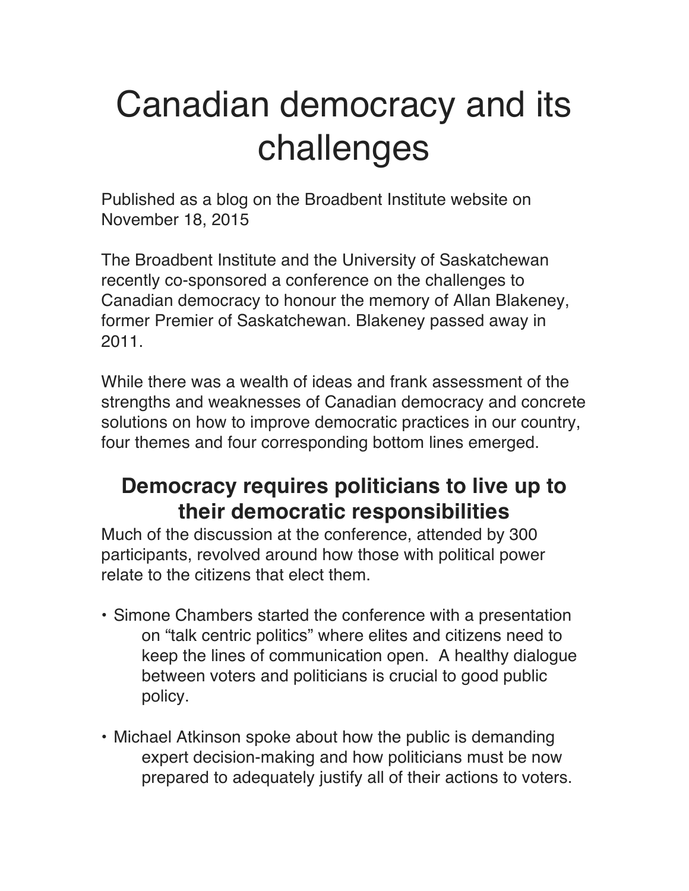# Canadian democracy and its challenges

Published as a blog on the Broadbent Institute website on November 18, 2015

The Broadbent Institute and the University of Saskatchewan recently co-sponsored a conference on the challenges to Canadian democracy to honour the memory of Allan Blakeney, former Premier of Saskatchewan. Blakeney passed away in 2011.

While there was a wealth of ideas and frank assessment of the strengths and weaknesses of Canadian democracy and concrete solutions on how to improve democratic practices in our country, four themes and four corresponding bottom lines emerged.

## Democracy requires politicians to live up to their democratic responsibilities

Much of the discussion at the conference, attended by 300 participants, revolved around how those with political power relate to the citizens that elect them.

- Simone Chambers started the conference with a presentation on "talk centric politics" where elites and citizens need to keep the lines of communication open. A healthy dialogue between voters and politicians is crucial to good public policy.

- Michael Atkinson spoke about how the public is demanding expert decision-making and how politicians must be now prepared to adequately justify all of their actions to voters.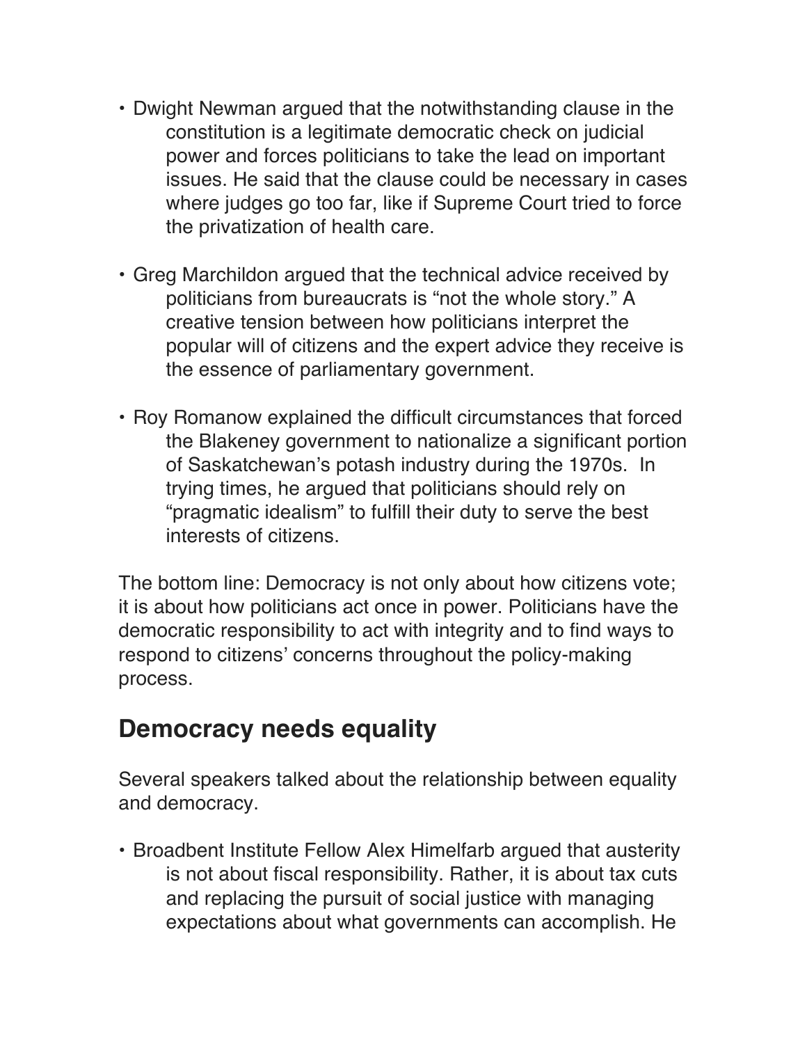- Dwight Newman argued that the notwithstanding clause in the constitution is a legitimate democratic check on judicial power and forces politicians to take the lead on important issues. He said that the clause could be necessary in cases where judges go too far, like if Supreme Court tried to force the privatization of health care.

- Greg Marchildon argued that the technical advice received by politicians from bureaucrats is "not the whole story." A creative tension between how politicians interpret the popular will of citizens and the expert advice they receive is the essence of parliamentary government.

- Roy Romanow explained the difficult circumstances that forced the Blakeney government to nationalize a significant portion of Saskatchewan's potash industry during the 1970s. In trying times, he argued that politicians should rely on "pragmatic idealism" to fulfill their duty to serve the best interests of citizens.

The bottom line: Democracy is not only about how citizens vote; it is about how politicians act once in power. Politicians have the democratic responsibility to act with integrity and to find ways to respond to citizens' concerns throughout the policy-making process.

## Democracy needs equality

Several speakers talked about the relationship between equality and democracy.

- Broadbent Institute Fellow Alex Himelfarb argued that austerity is not about fiscal responsibility. Rather, it is about tax cuts and replacing the pursuit of social justice with managing expectations about what governments can accomplish. He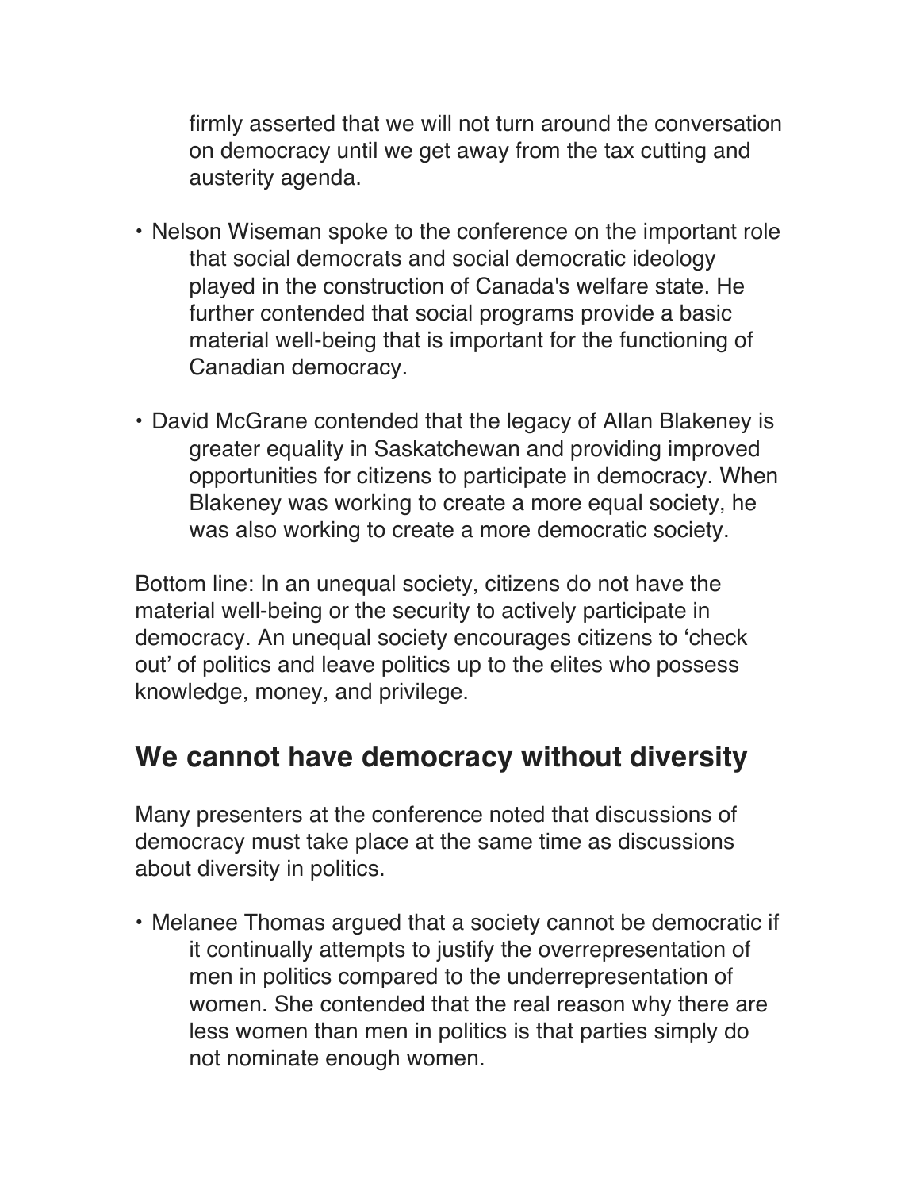firmly asserted that we will not turn around the conversation on democracy until we get away from the tax cutting and austerity agenda.

- Nelson Wiseman spoke to the conference on the important role that social democrats and social democratic ideology played in the construction of Canada's welfare state. He further contended that social programs provide a basic material well-being that is important for the functioning of Canadian democracy.
- David McGrane contended that the legacy of Allan Blakeney is greater equality in Saskatchewan and providing improved opportunities for citizens to participate in democracy. When Blakeney was working to create a more equal society, he was also working to create a more democratic society.

Bottom line: In an unequal society, citizens do not have the material well-being or the security to actively participate in democracy. An unequal society encourages citizens to ‘check out’ of politics and leave politics up to the elites who possess knowledge, money, and privilege.

## We cannot have democracy without diversity

Many presenters at the conference noted that discussions of democracy must take place at the same time as discussions about diversity in politics.

- Melanee Thomas argued that a society cannot be democratic if it continually attempts to justify the overrepresentation of men in politics compared to the underrepresentation of women. She contended that the real reason why there are less women than men in politics is that parties simply do not nominate enough women.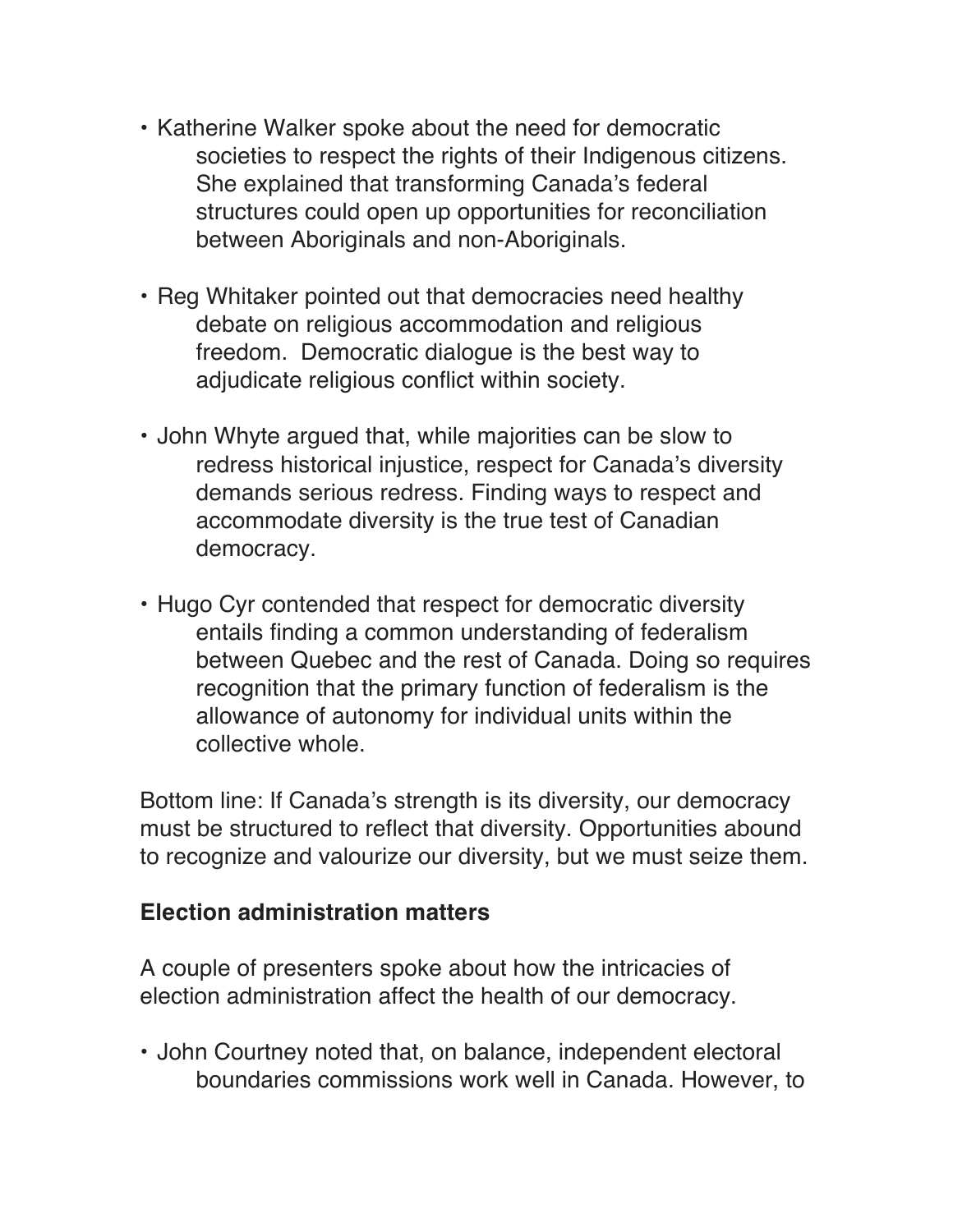- Katherine Walker spoke about the need for democratic societies to respect the rights of their Indigenous citizens. She explained that transforming Canada's federal structures could open up opportunities for reconciliation between Aboriginals and non-Aboriginals.

- Reg Whitaker pointed out that democracies need healthy debate on religious accommodation and religious freedom. Democratic dialogue is the best way to adjudicate religious conflict within society.

- John Whyte argued that, while majorities can be slow to redress historical injustice, respect for Canada's diversity demands serious redress. Finding ways to respect and accommodate diversity is the true test of Canadian democracy.

- Hugo Cyr contended that respect for democratic diversity entails finding a common understanding of federalism between Quebec and the rest of Canada. Doing so requires recognition that the primary function of federalism is the allowance of autonomy for individual units within the collective whole.

Bottom line: If Canada's strength is its diversity, our democracy must be structured to reflect that diversity. Opportunities abound to recognize and valourize our diversity, but we must seize them.

## Election administration matters

A couple of presenters spoke about how the intricacies of election administration affect the health of our democracy.

- John Courtney noted that, on balance, independent electoral boundaries commissions work well in Canada. However, to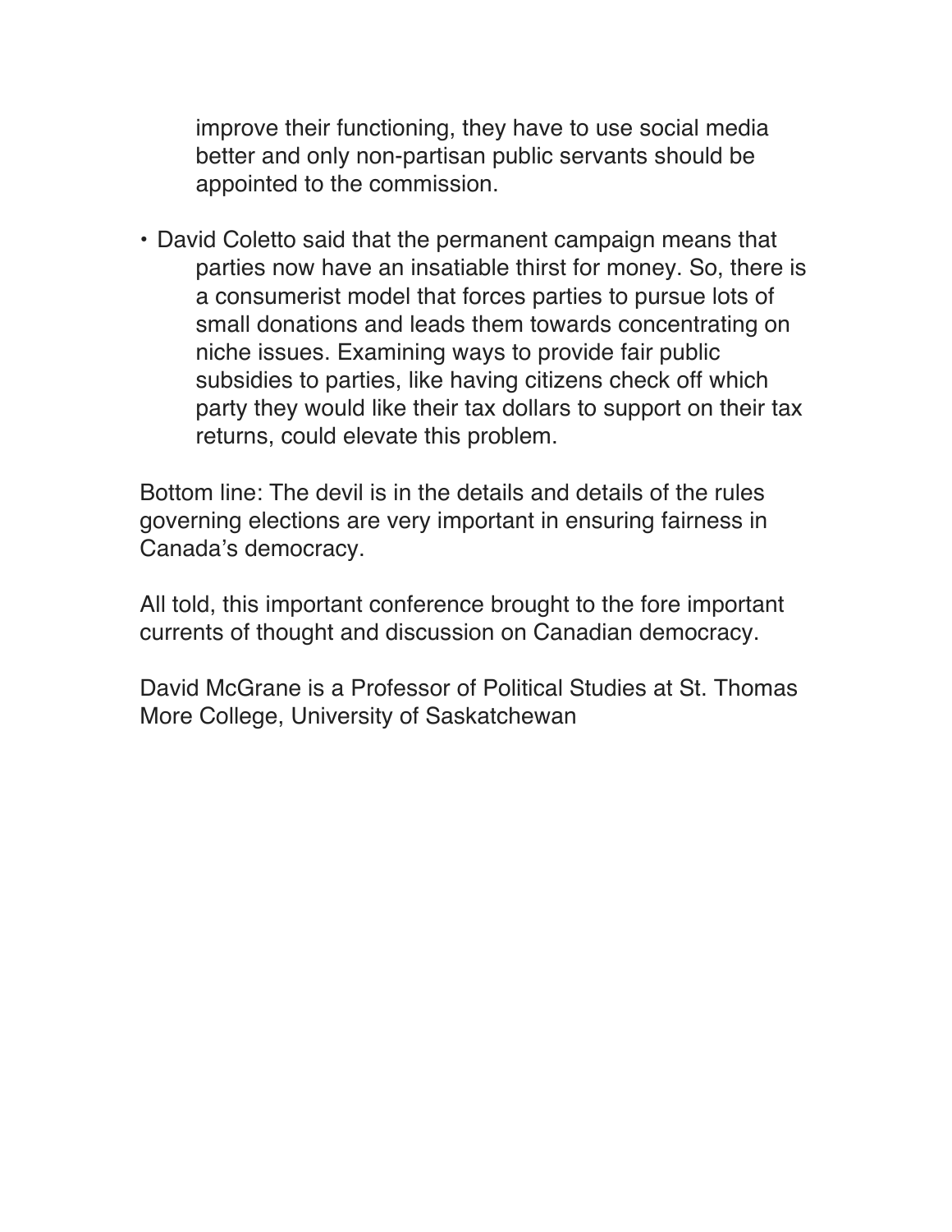improve their functioning, they have to use social media better and only non-partisan public servants should be appointed to the commission.

- David Coletto said that the permanent campaign means that parties now have an insatiable thirst for money. So, there is a consumerist model that forces parties to pursue lots of small donations and leads them towards concentrating on niche issues. Examining ways to provide fair public subsidies to parties, like having citizens check off which party they would like their tax dollars to support on their tax returns, could elevate this problem.

Bottom line: The devil is in the details and details of the rules governing elections are very important in ensuring fairness in Canada's democracy.

All told, this important conference brought to the fore important currents of thought and discussion on Canadian democracy.

David McGrane is a Professor of Political Studies at St. Thomas More College, University of Saskatchewan